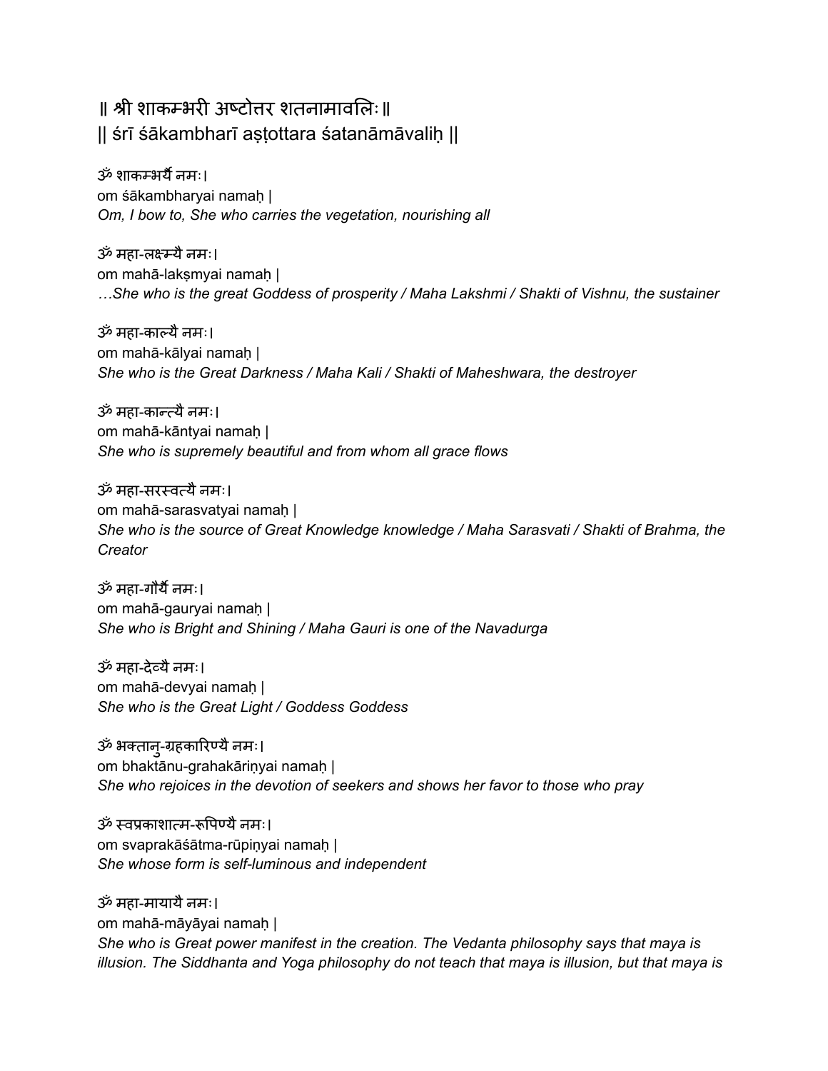# ॥ श्री शाकम्भरी अष्टोत्तर शतनामावलिः॥
# || śrī śākambharī aṣṭottara śatanāmāvaliḥ ||

ॐ शाकम्भर्यै नमः।
om śākambharyai namaḥ |
*Om, I bow to, She who carries the vegetation, nourishing all*

ॐ महा-लक्ष्म्यै नमः।
om mahā-lakṣmyai namaḥ |
*…She who is the great Goddess of prosperity / Maha Lakshmi / Shakti of Vishnu, the sustainer*

ॐ महा-काल्यै नमः।
om mahā-kālyai namaḥ |
*She who is the Great Darkness / Maha Kali / Shakti of Maheshwara, the destroyer*

ॐ महा-कान्त्यै नमः।
om mahā-kāntyai namaḥ |
*She who is supremely beautiful and from whom all grace flows*

ॐ महा-सरस्वत्यै नमः।
om mahā-sarasvatyai namaḥ |
*She who is the source of Great Knowledge knowledge / Maha Sarasvati / Shakti of Brahma, the Creator*

ॐ महा-गौर्यै नमः।
om mahā-gauryai namaḥ |
*She who is Bright and Shining / Maha Gauri is one of the Navadurga*

ॐ महा-देव्यै नमः।
om mahā-devyai namaḥ |
*She who is the Great Light / Goddess Goddess*

ॐ भक्तानु-ग्रहकारिण्यै नमः।
om bhaktānu-grahakāriṇyai namaḥ |
*She who rejoices in the devotion of seekers and shows her favor to those who pray*

ॐ स्वप्रकाशात्म-रूपिण्यै नमः।
om svaprakāśātma-rūpiṇyai namaḥ |
*She whose form is self-luminous and independent*

ॐ महा-मायायै नमः।
om mahā-māyāyai namaḥ |
*She who is Great power manifest in the creation. The Vedanta philosophy says that maya is illusion. The Siddhanta and Yoga philosophy do not teach that maya is illusion, but that maya is*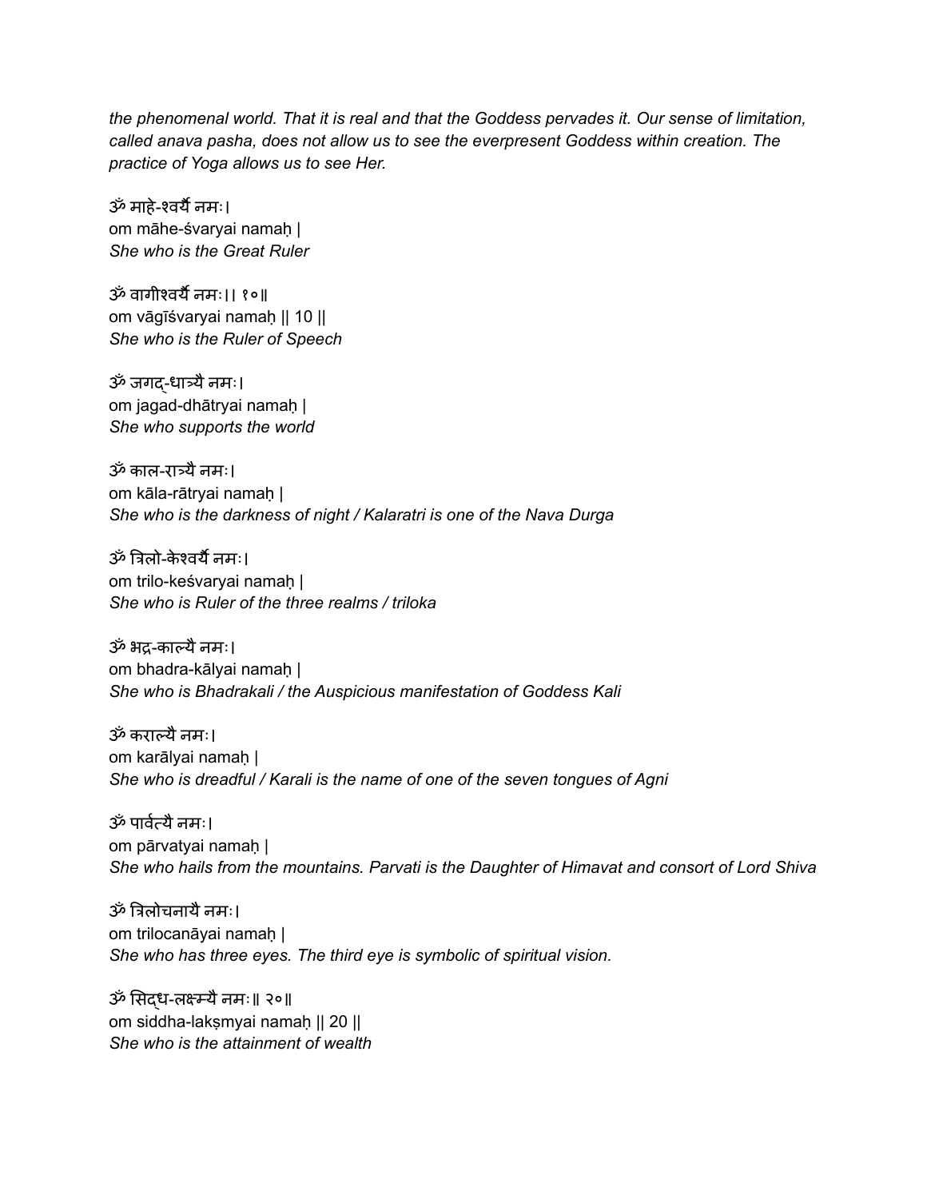*the phenomenal world. That it is real and that the Goddess pervades it. Our sense of limitation, called anava pasha, does not allow us to see the everpresent Goddess within creation. The practice of Yoga allows us to see Her.*

ॐ माहे-श्वर्यै नमः।
om māhe-śvaryai namaḥ |
*She who is the Great Ruler*

ॐ वागीश्वर्यै नमः।। १०॥
om vāgīśvaryai namaḥ || 10 ||
*She who is the Ruler of Speech*

ॐ जगद्-धात्र्यै नमः।
om jagad-dhātryai namaḥ |
*She who supports the world*

ॐ काल-रात्र्यै नमः।
om kāla-rātryai namaḥ |
*She who is the darkness of night / Kalaratri is one of the Nava Durga*

ॐ त्रिलो-केश्वर्यै नमः।
om trilo-keśvaryai namaḥ |
*She who is Ruler of the three realms / triloka*

ॐ भद्र-काल्यै नमः।
om bhadra-kālyai namaḥ |
*She who is Bhadrakali / the Auspicious manifestation of Goddess Kali*

ॐ कराल्यै नमः।
om karālyai namaḥ |
*She who is dreadful / Karali is the name of one of the seven tongues of Agni*

ॐ पार्वत्यै नमः।
om pārvatyai namaḥ |
*She who hails from the mountains. Parvati is the Daughter of Himavat and consort of Lord Shiva*

ॐ त्रिलोचनायै नमः।
om trilocanāyai namaḥ |
*She who has three eyes. The third eye is symbolic of spiritual vision.*

ॐ सिद्ध-लक्ष्म्यै नमः॥ २०॥
om siddha-lakṣmyai namaḥ || 20 ||
*She who is the attainment of wealth*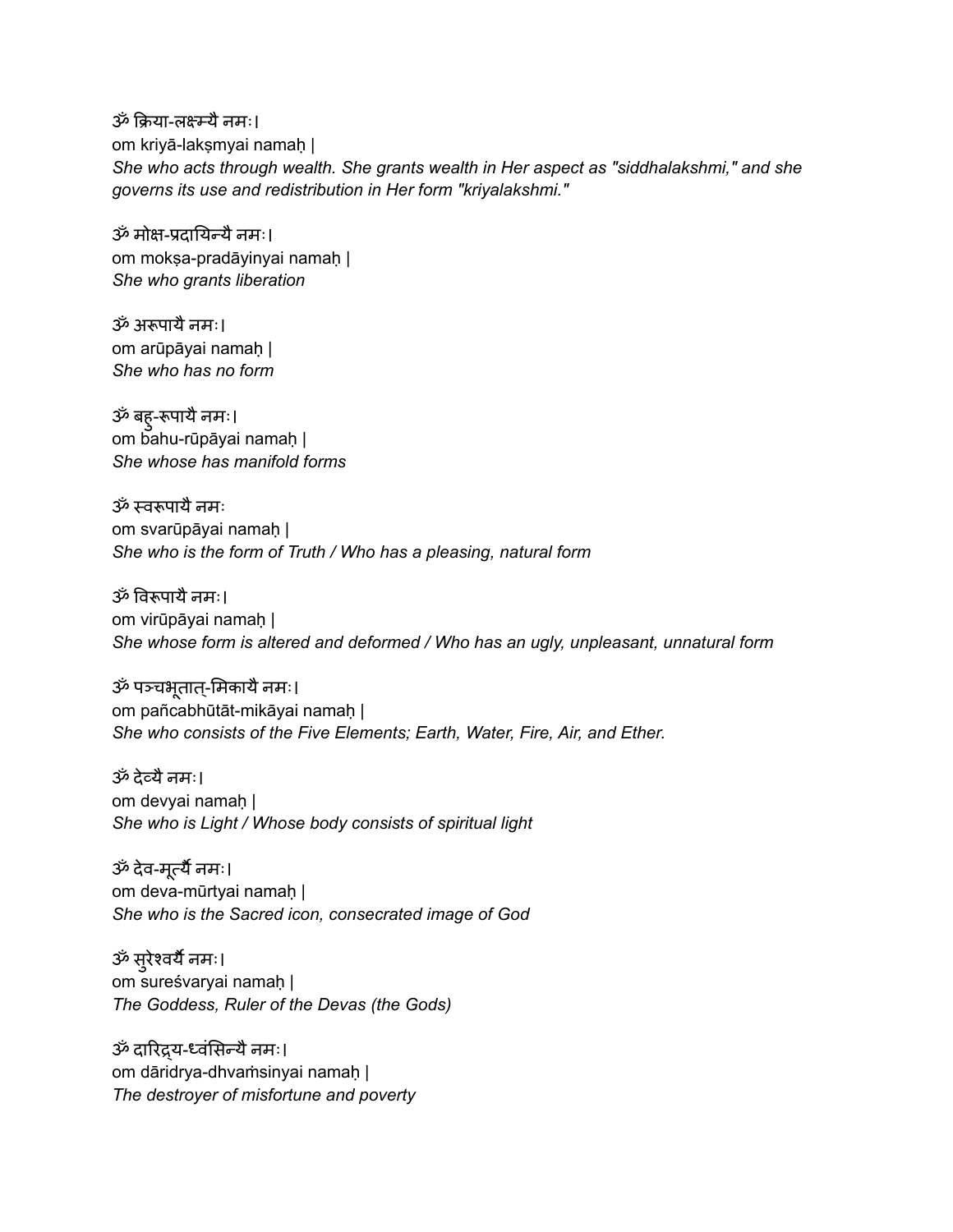ॐ क्रिया-लक्ष्म्यै नमः।
om kriyā-lakṣmyai namaḥ |
*She who acts through wealth. She grants wealth in Her aspect as "siddhalakshmi," and she governs its use and redistribution in Her form "kriyalakshmi."*

ॐ मोक्ष-प्रदायिन्यै नमः।
om mokṣa-pradāyinyai namaḥ |
*She who grants liberation*

ॐ अरूपायै नमः।
om arūpāyai namaḥ |
*She who has no form*

ॐ बहु-रूपायै नमः।
om bahu-rūpāyai namaḥ |
*She whose has manifold forms*

ॐ स्वरूपायै नमः
om svarūpāyai namaḥ |
*She who is the form of Truth / Who has a pleasing, natural form*

ॐ विरूपायै नमः।
om virūpāyai namaḥ |
*She whose form is altered and deformed / Who has an ugly, unpleasant, unnatural form*

ॐ पञ्चभूतात्-मिकायै नमः।
om pañcabhūtāt-mikāyai namaḥ |
*She who consists of the Five Elements; Earth, Water, Fire, Air, and Ether.*

ॐ देव्यै नमः।
om devyai namaḥ |
*She who is Light / Whose body consists of spiritual light*

ॐ देव-मूर्त्यै नमः।
om deva-mūrtyai namaḥ |
*She who is the Sacred icon, consecrated image of God*

ॐ सुरेश्वर्यै नमः।
om sureśvaryai namaḥ |
*The Goddess, Ruler of the Devas (the Gods)*

ॐ दारिद्र्य-ध्वंसिन्यै नमः।
om dāridrya-dhvaṁsinyai namaḥ |
*The destroyer of misfortune and poverty*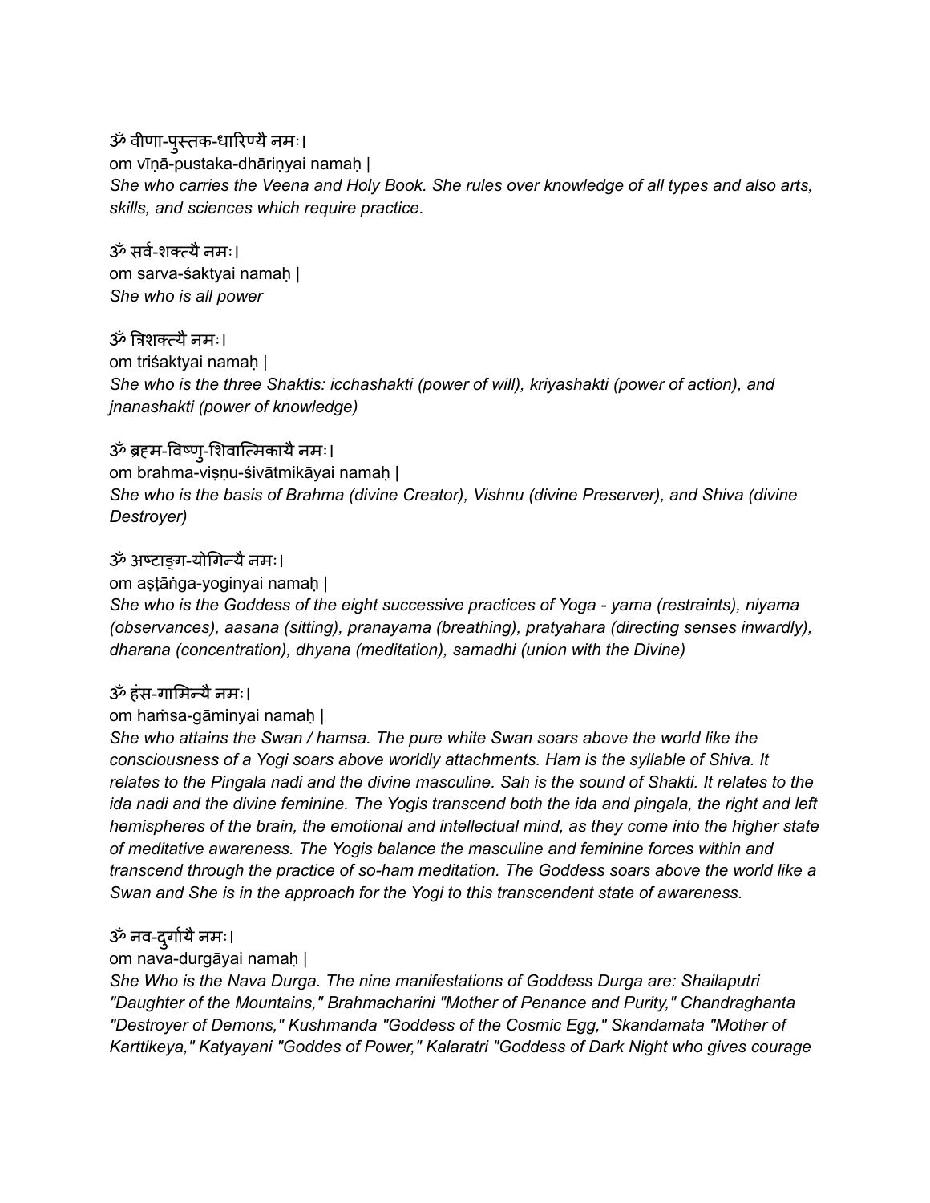ॐ वीणा-पुस्तक-धारिण्यै नमः।
om vīṇā-pustaka-dhāriṇyai namaḥ |
*She who carries the Veena and Holy Book. She rules over knowledge of all types and also arts, skills, and sciences which require practice.*

ॐ सर्व-शक्त्यै नमः।
om sarva-śaktyai namaḥ |
*She who is all power*

ॐ त्रिशक्त्यै नमः।
om triśaktyai namaḥ |
*She who is the three Shaktis: icchashakti (power of will), kriyashakti (power of action), and jnanashakti (power of knowledge)*

ॐ ब्रह्म-विष्णु-शिवात्मिकायै नमः।
om brahma-viṣṇu-śivātmikāyai namaḥ |
*She who is the basis of Brahma (divine Creator), Vishnu (divine Preserver), and Shiva (divine Destroyer)*

ॐ अष्टाङ्ग-योगिन्यै नमः।
om aṣṭāṅga-yoginyai namaḥ |
*She who is the Goddess of the eight successive practices of Yoga - yama (restraints), niyama (observances), aasana (sitting), pranayama (breathing), pratyahara (directing senses inwardly), dharana (concentration), dhyana (meditation), samadhi (union with the Divine)*

ॐ हंस-गामिन्यै नमः।
om haṁsa-gāminyai namaḥ |
*She who attains the Swan / hamsa. The pure white Swan soars above the world like the consciousness of a Yogi soars above worldly attachments. Ham is the syllable of Shiva. It relates to the Pingala nadi and the divine masculine. Sah is the sound of Shakti. It relates to the ida nadi and the divine feminine. The Yogis transcend both the ida and pingala, the right and left hemispheres of the brain, the emotional and intellectual mind, as they come into the higher state of meditative awareness. The Yogis balance the masculine and feminine forces within and transcend through the practice of so-ham meditation. The Goddess soars above the world like a Swan and She is in the approach for the Yogi to this transcendent state of awareness.*

ॐ नव-दुर्गायै नमः।
om nava-durgāyai namaḥ |
*She Who is the Nava Durga. The nine manifestations of Goddess Durga are: Shailaputri "Daughter of the Mountains," Brahmacharini "Mother of Penance and Purity," Chandraghanta "Destroyer of Demons," Kushmanda "Goddess of the Cosmic Egg," Skandamata "Mother of Karttikeya," Katyayani "Goddes of Power," Kalaratri "Goddess of Dark Night who gives courage*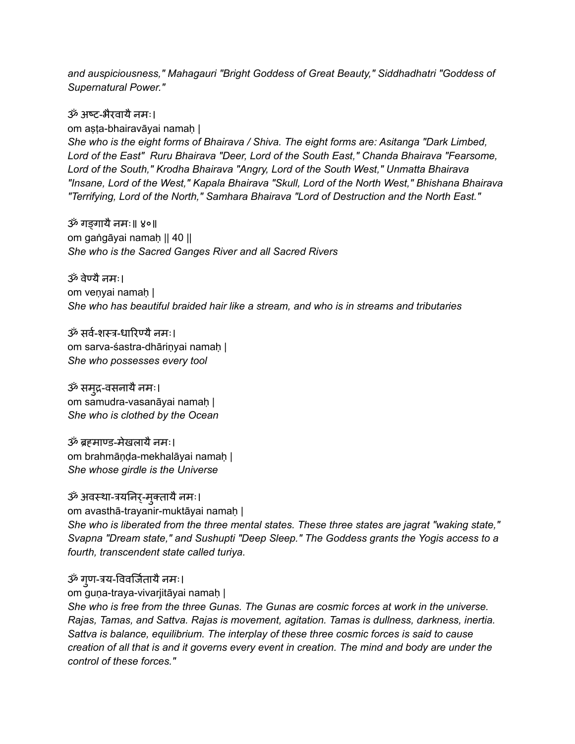*and auspiciousness," Mahagauri "Bright Goddess of Great Beauty," Siddhadhatri "Goddess of Supernatural Power."*

ॐ अष्ट-भैरवायै नमः।
om aṣṭa-bhairavāyai namaḥ |
*She who is the eight forms of Bhairava / Shiva. The eight forms are: Asitanga "Dark Limbed, Lord of the East" Ruru Bhairava "Deer, Lord of the South East," Chanda Bhairava "Fearsome, Lord of the South," Krodha Bhairava "Angry, Lord of the South West," Unmatta Bhairava "Insane, Lord of the West," Kapala Bhairava "Skull, Lord of the North West," Bhishana Bhairava "Terrifying, Lord of the North," Samhara Bhairava "Lord of Destruction and the North East."*

ॐ गङ्गायै नमः॥ ४०॥
om gaṅgāyai namaḥ || 40 ||
*She who is the Sacred Ganges River and all Sacred Rivers*

ॐ वेण्यै नमः।
om veṇyai namaḥ |
*She who has beautiful braided hair like a stream, and who is in streams and tributaries*

ॐ सर्व-शस्त्र-धारिण्यै नमः।
om sarva-śastra-dhāriṇyai namaḥ |
*She who possesses every tool*

ॐ समुद्र-वसनायै नमः।
om samudra-vasanāyai namaḥ |
*She who is clothed by the Ocean*

ॐ ब्रह्माण्ड-मेखलायै नमः।
om brahmāṇḍa-mekhalāyai namaḥ |
*She whose girdle is the Universe*

ॐ अवस्था-त्रयनिर्-मुक्तायै नमः।
om avasthā-trayanir-muktāyai namaḥ |
*She who is liberated from the three mental states. These three states are jagrat "waking state," Svapna "Dream state," and Sushupti "Deep Sleep." The Goddess grants the Yogis access to a fourth, transcendent state called turiya.*

ॐ गुण-त्रय-विवर्जितायै नमः।
om guṇa-traya-vivarjitāyai namaḥ |
*She who is free from the three Gunas. The Gunas are cosmic forces at work in the universe. Rajas, Tamas, and Sattva. Rajas is movement, agitation. Tamas is dullness, darkness, inertia. Sattva is balance, equilibrium. The interplay of these three cosmic forces is said to cause creation of all that is and it governs every event in creation. The mind and body are under the control of these forces."*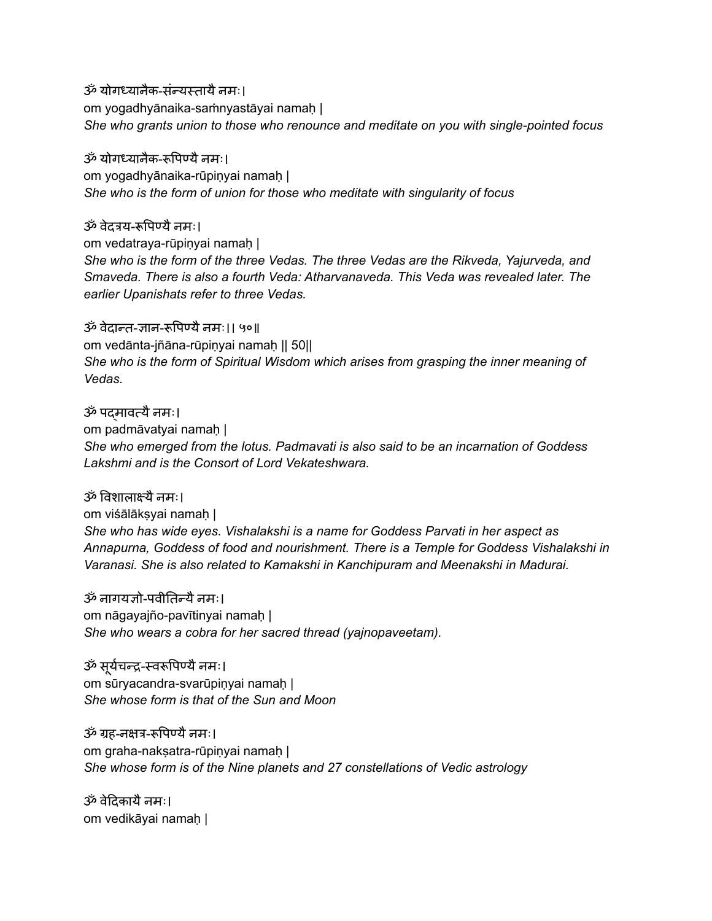ॐ योगध्यानैक-संन्यस्तायै नमः।
om yogadhyānaika-saṁnyastāyai namaḥ |
*She who grants union to those who renounce and meditate on you with single-pointed focus*

ॐ योगध्यानैक-रूपिण्यै नमः।
om yogadhyānaika-rūpiṇyai namaḥ |
*She who is the form of union for those who meditate with singularity of focus*

ॐ वेदत्रय-रूपिण्यै नमः।
om vedatraya-rūpiṇyai namaḥ |
*She who is the form of the three Vedas. The three Vedas are the Rikveda, Yajurveda, and Smaveda. There is also a fourth Veda: Atharvanaveda. This Veda was revealed later. The earlier Upanishats refer to three Vedas.*

ॐ वेदान्त-ज्ञान-रूपिण्यै नमः।। ५०॥
om vedānta-jñāna-rūpiṇyai namaḥ || 50||
*She who is the form of Spiritual Wisdom which arises from grasping the inner meaning of Vedas.*

ॐ पद्मावत्यै नमः।
om padmāvatyai namaḥ |
*She who emerged from the lotus. Padmavati is also said to be an incarnation of Goddess Lakshmi and is the Consort of Lord Vekateshwara.*

ॐ विशालाक्ष्यै नमः।
om viśālākṣyai namaḥ |
*She who has wide eyes. Vishalakshi is a name for Goddess Parvati in her aspect as Annapurna, Goddess of food and nourishment. There is a Temple for Goddess Vishalakshi in Varanasi. She is also related to Kamakshi in Kanchipuram and Meenakshi in Madurai.*

ॐ नागयज्ञो-पवीतिन्यै नमः।
om nāgayajño-pavītinyai namaḥ |
*She who wears a cobra for her sacred thread (yajnopaveetam).*

ॐ सूर्यचन्द्र-स्वरूपिण्यै नमः।
om sūryacandra-svarūpiṇyai namaḥ |
*She whose form is that of the Sun and Moon*

ॐ ग्रह-नक्षत्र-रूपिण्यै नमः।
om graha-nakṣatra-rūpiṇyai namaḥ |
*She whose form is of the Nine planets and 27 constellations of Vedic astrology*

ॐ वेदिकायै नमः।
om vedikāyai namaḥ |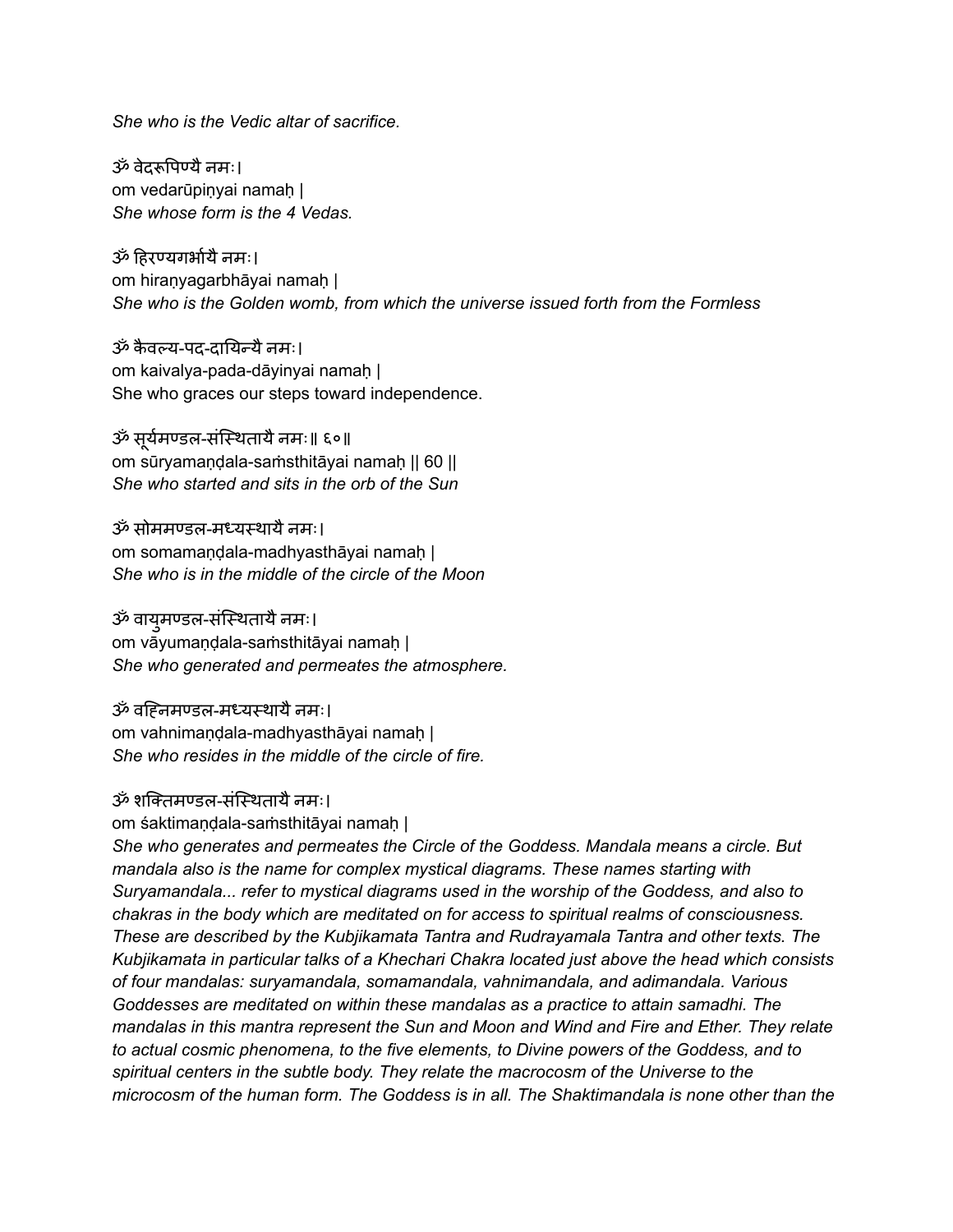*She who is the Vedic altar of sacrifice.*

ॐ वेदरूपिण्यै नमः।
om vedarūpiṇyai namaḥ |
*She whose form is the 4 Vedas.*

ॐ हिरण्यगर्भायै नमः।
om hiraṇyagarbhāyai namaḥ |
*She who is the Golden womb, from which the universe issued forth from the Formless*

ॐ कैवल्य-पद-दायिन्यै नमः।
om kaivalya-pada-dāyinyai namaḥ |
She who graces our steps toward independence.

ॐ सूर्यमण्डल-संस्थितायै नमः॥ ६०॥
om sūryamaṇḍala-saṁsthitāyai namaḥ || 60 ||
*She who started and sits in the orb of the Sun*

ॐ सोममण्डल-मध्यस्थायै नमः।
om somamaṇḍala-madhyasthāyai namaḥ |
*She who is in the middle of the circle of the Moon*

ॐ वायुमण्डल-संस्थितायै नमः।
om vāyumaṇḍala-saṁsthitāyai namaḥ |
*She who generated and permeates the atmosphere.*

ॐ वह्निमण्डल-मध्यस्थायै नमः।
om vahnimaṇḍala-madhyasthāyai namaḥ |
*She who resides in the middle of the circle of fire.*

ॐ शक्तिमण्डल-संस्थितायै नमः।
om śaktimaṇḍala-saṁsthitāyai namaḥ |
*She who generates and permeates the Circle of the Goddess. Mandala means a circle. But mandala also is the name for complex mystical diagrams. These names starting with Suryamandala... refer to mystical diagrams used in the worship of the Goddess, and also to chakras in the body which are meditated on for access to spiritual realms of consciousness. These are described by the Kubjikamata Tantra and Rudrayamala Tantra and other texts. The Kubjikamata in particular talks of a Khechari Chakra located just above the head which consists of four mandalas: suryamandala, somamandala, vahnimandala, and adimandala. Various Goddesses are meditated on within these mandalas as a practice to attain samadhi. The mandalas in this mantra represent the Sun and Moon and Wind and Fire and Ether. They relate to actual cosmic phenomena, to the five elements, to Divine powers of the Goddess, and to spiritual centers in the subtle body. They relate the macrocosm of the Universe to the microcosm of the human form. The Goddess is in all. The Shaktimandala is none other than the*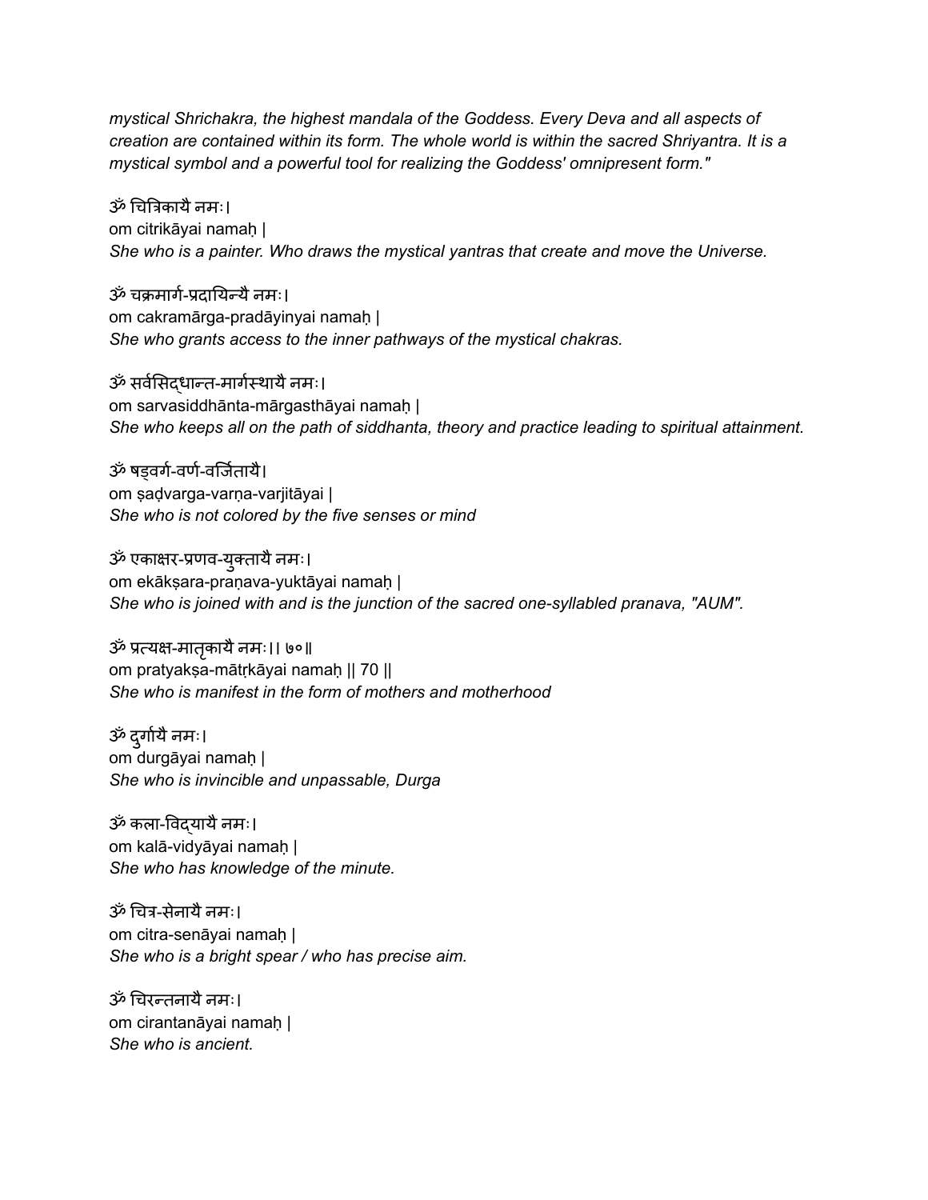*mystical Shrichakra, the highest mandala of the Goddess. Every Deva and all aspects of creation are contained within its form. The whole world is within the sacred Shriyantra. It is a mystical symbol and a powerful tool for realizing the Goddess' omnipresent form."*

ॐ चित्रिकायै नमः।
om citrikāyai namaḥ |
*She who is a painter. Who draws the mystical yantras that create and move the Universe.*

ॐ चक्रमार्ग-प्रदायिन्यै नमः।
om cakramārga-pradāyinyai namaḥ |
*She who grants access to the inner pathways of the mystical chakras.*

ॐ सर्वसिद्धान्त-मार्गस्थायै नमः।
om sarvasiddhānta-mārgasthāyai namaḥ |
*She who keeps all on the path of siddhanta, theory and practice leading to spiritual attainment.*

ॐ षड्वर्ग-वर्ण-वर्जितायै।
om ṣaḍvarga-varṇa-varjitāyai |
*She who is not colored by the five senses or mind*

ॐ एकाक्षर-प्रणव-युक्तायै नमः।
om ekākṣara-praṇava-yuktāyai namaḥ |
*She who is joined with and is the junction of the sacred one-syllabled pranava, "AUM".*

ॐ प्रत्यक्ष-मातृकायै नमः।। ७०॥
om pratyakṣa-mātṛkāyai namaḥ || 70 ||
*She who is manifest in the form of mothers and motherhood*

ॐ दुर्गायै नमः।
om durgāyai namaḥ |
*She who is invincible and unpassable, Durga*

ॐ कला-विद्यायै नमः।
om kalā-vidyāyai namaḥ |
*She who has knowledge of the minute.*

ॐ चित्र-सेनायै नमः।
om citra-senāyai namaḥ |
*She who is a bright spear / who has precise aim.*

ॐ चिरन्तनायै नमः।
om cirantanāyai namaḥ |
*She who is ancient.*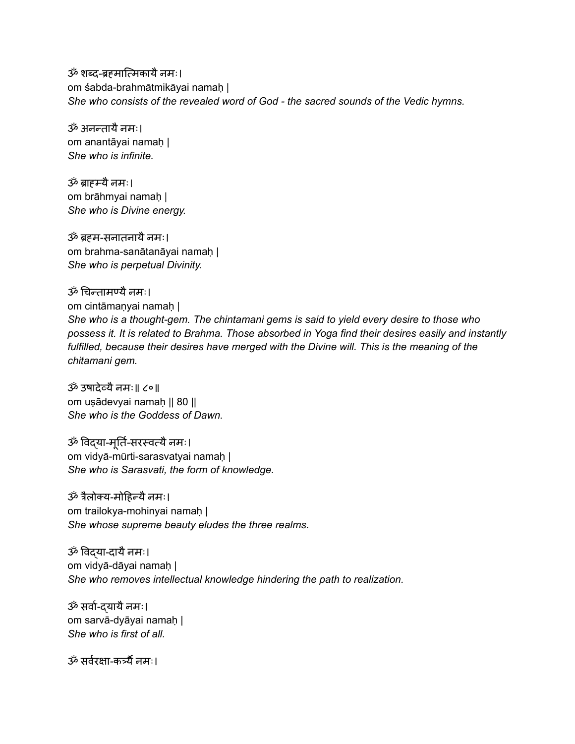ॐ शब्द-ब्रह्मात्मिकायै नमः।
om śabda-brahmātmikāyai namaḥ |
*She who consists of the revealed word of God - the sacred sounds of the Vedic hymns.*

ॐ अनन्तायै नमः।
om anantāyai namaḥ |
*She who is infinite.*

ॐ ब्राह्म्यै नमः।
om brāhmyai namaḥ |
*She who is Divine energy.*

ॐ ब्रह्म-सनातनायै नमः।
om brahma-sanātanāyai namaḥ |
*She who is perpetual Divinity.*

ॐ चिन्तामण्यै नमः।
om cintāmaṇyai namaḥ |
*She who is a thought-gem. The chintamani gems is said to yield every desire to those who possess it. It is related to Brahma. Those absorbed in Yoga find their desires easily and instantly fulfilled, because their desires have merged with the Divine will. This is the meaning of the chitamani gem.*

ॐ उषादेव्यै नमः॥ ८०॥
om uṣādevyai namaḥ || 80 ||
*She who is the Goddess of Dawn.*

ॐ विद्या-मूर्ति-सरस्वत्यै नमः।
om vidyā-mūrti-sarasvatyai namaḥ |
*She who is Sarasvati, the form of knowledge.*

ॐ त्रैलोक्य-मोहिन्यै नमः।
om trailokya-mohinyai namaḥ |
*She whose supreme beauty eludes the three realms.*

ॐ विद्या-दायै नमः।
om vidyā-dāyai namaḥ |
*She who removes intellectual knowledge hindering the path to realization.*

ॐ सर्वा-द्यायै नमः।
om sarvā-dyāyai namaḥ |
*She who is first of all.*

ॐ सर्वरक्षा-कर्त्र्यै नमः।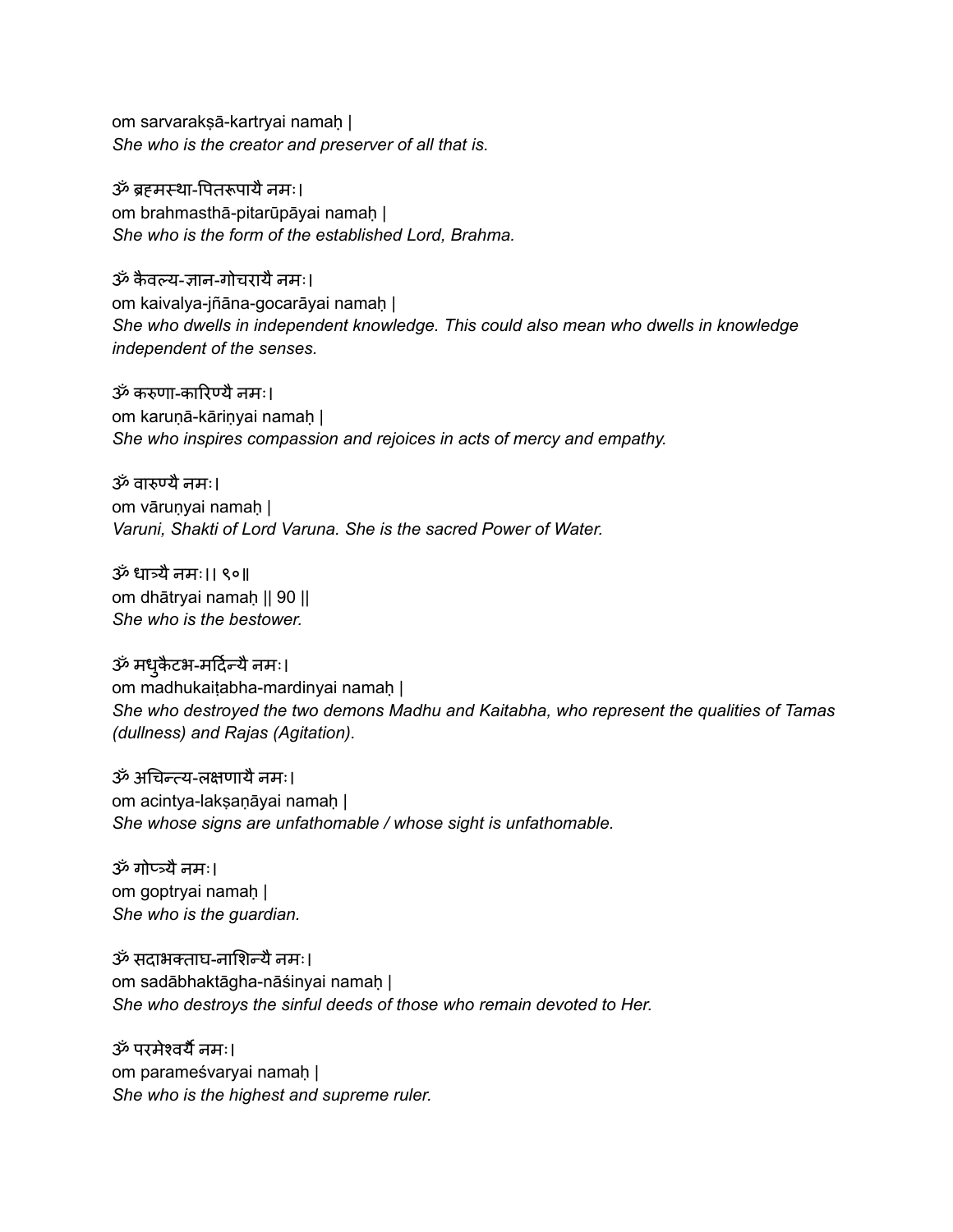om sarvarakṣā-kartryai namaḥ |
*She who is the creator and preserver of all that is.*

ॐ ब्रह्मस्था-पितरूपायै नमः।
om brahmasthā-pitarūpāyai namaḥ |
*She who is the form of the established Lord, Brahma.*

ॐ कैवल्य-ज्ञान-गोचरायै नमः।
om kaivalya-jñāna-gocarāyai namaḥ |
*She who dwells in independent knowledge. This could also mean who dwells in knowledge independent of the senses.*

ॐ करुणा-कारिण्यै नमः।
om karuṇā-kāriṇyai namaḥ |
*She who inspires compassion and rejoices in acts of mercy and empathy.*

ॐ वारुण्यै नमः।
om vāruṇyai namaḥ |
*Varuni, Shakti of Lord Varuna. She is the sacred Power of Water.*

ॐ धात्र्यै नमः।। ९०॥
om dhātryai namaḥ || 90 ||
*She who is the bestower.*

ॐ मधुकैटभ-मर्दिन्यै नमः।
om madhukaiṭabha-mardinyai namaḥ |
*She who destroyed the two demons Madhu and Kaitabha, who represent the qualities of Tamas (dullness) and Rajas (Agitation).*

ॐ अचिन्त्य-लक्षणायै नमः।
om acintya-lakṣaṇāyai namaḥ |
*She whose signs are unfathomable / whose sight is unfathomable.*

ॐ गोप्त्र्यै नमः।
om goptryai namaḥ |
*She who is the guardian.*

ॐ सदाभक्ताघ-नाशिन्यै नमः।
om sadābhaktāgha-nāśinyai namaḥ |
*She who destroys the sinful deeds of those who remain devoted to Her.*

ॐ परमेश्वर्यै नमः।
om parameśvaryai namaḥ |
*She who is the highest and supreme ruler.*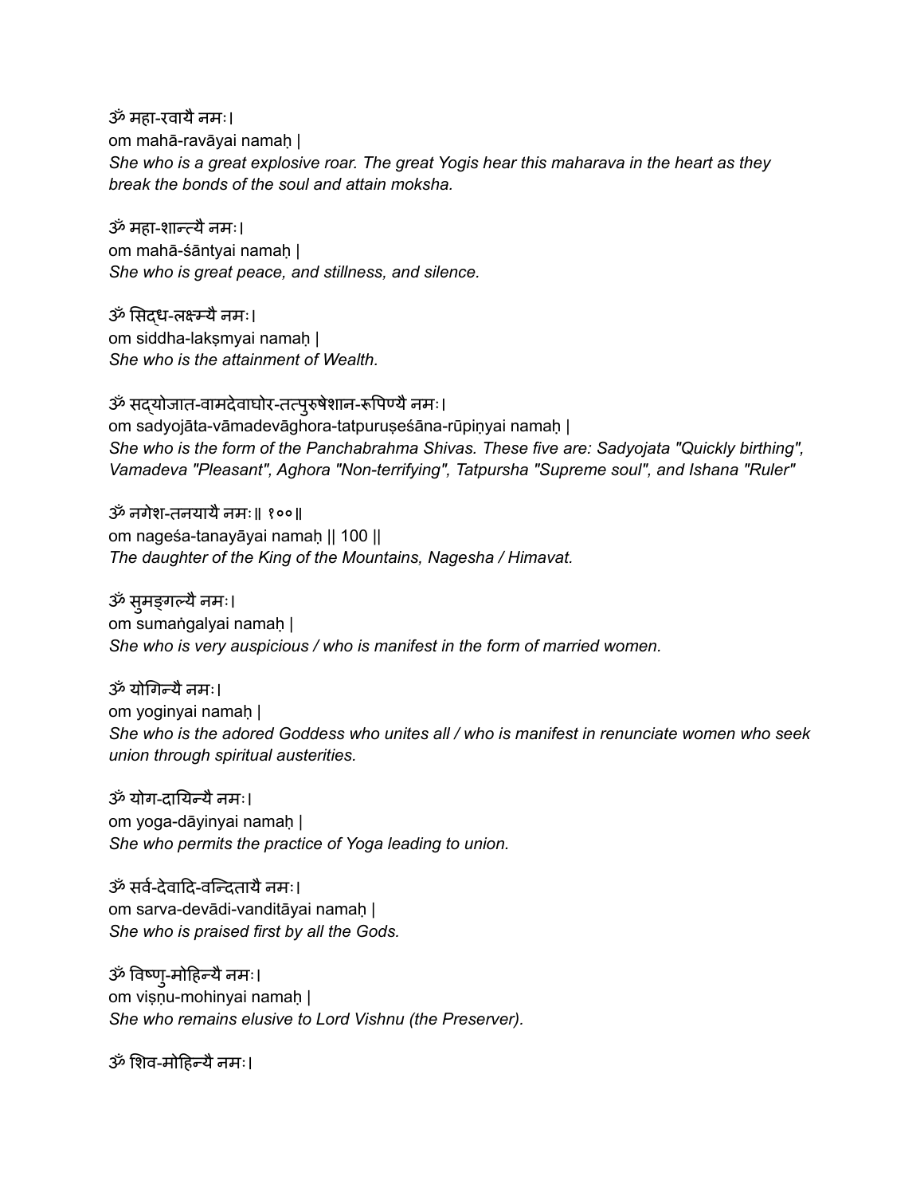ॐ महा-रवायै नमः।
om mahā-ravāyai namaḥ |
*She who is a great explosive roar. The great Yogis hear this maharava in the heart as they break the bonds of the soul and attain moksha.*

ॐ महा-शान्त्यै नमः।
om mahā-śāntyai namaḥ |
*She who is great peace, and stillness, and silence.*

ॐ सिद्ध-लक्ष्म्यै नमः।
om siddha-lakṣmyai namaḥ |
*She who is the attainment of Wealth.*

ॐ सद्योजात-वामदेवाघोर-तत्पुरुषेशान-रूपिण्यै नमः।
om sadyojāta-vāmadevāghora-tatpuruṣeśāna-rūpiṇyai namaḥ |
*She who is the form of the Panchabrahma Shivas. These five are: Sadyojata "Quickly birthing", Vamadeva "Pleasant", Aghora "Non-terrifying", Tatpursha "Supreme soul", and Ishana "Ruler"*

ॐ नगेश-तनयायै नमः॥ १००॥
om nageśa-tanayāyai namaḥ || 100 ||
*The daughter of the King of the Mountains, Nagesha / Himavat.*

ॐ सुमङ्गल्यै नमः।
om sumaṅgalyai namaḥ |
*She who is very auspicious / who is manifest in the form of married women.*

ॐ योगिन्यै नमः।
om yoginyai namaḥ |
*She who is the adored Goddess who unites all / who is manifest in renunciate women who seek union through spiritual austerities.*

ॐ योग-दायिन्यै नमः।
om yoga-dāyinyai namaḥ |
*She who permits the practice of Yoga leading to union.*

ॐ सर्व-देवादि-वन्दितायै नमः।
om sarva-devādi-vanditāyai namaḥ |
*She who is praised first by all the Gods.*

ॐ विष्णु-मोहिन्यै नमः।
om viṣṇu-mohinyai namaḥ |
*She who remains elusive to Lord Vishnu (the Preserver).*

ॐ शिव-मोहिन्यै नमः।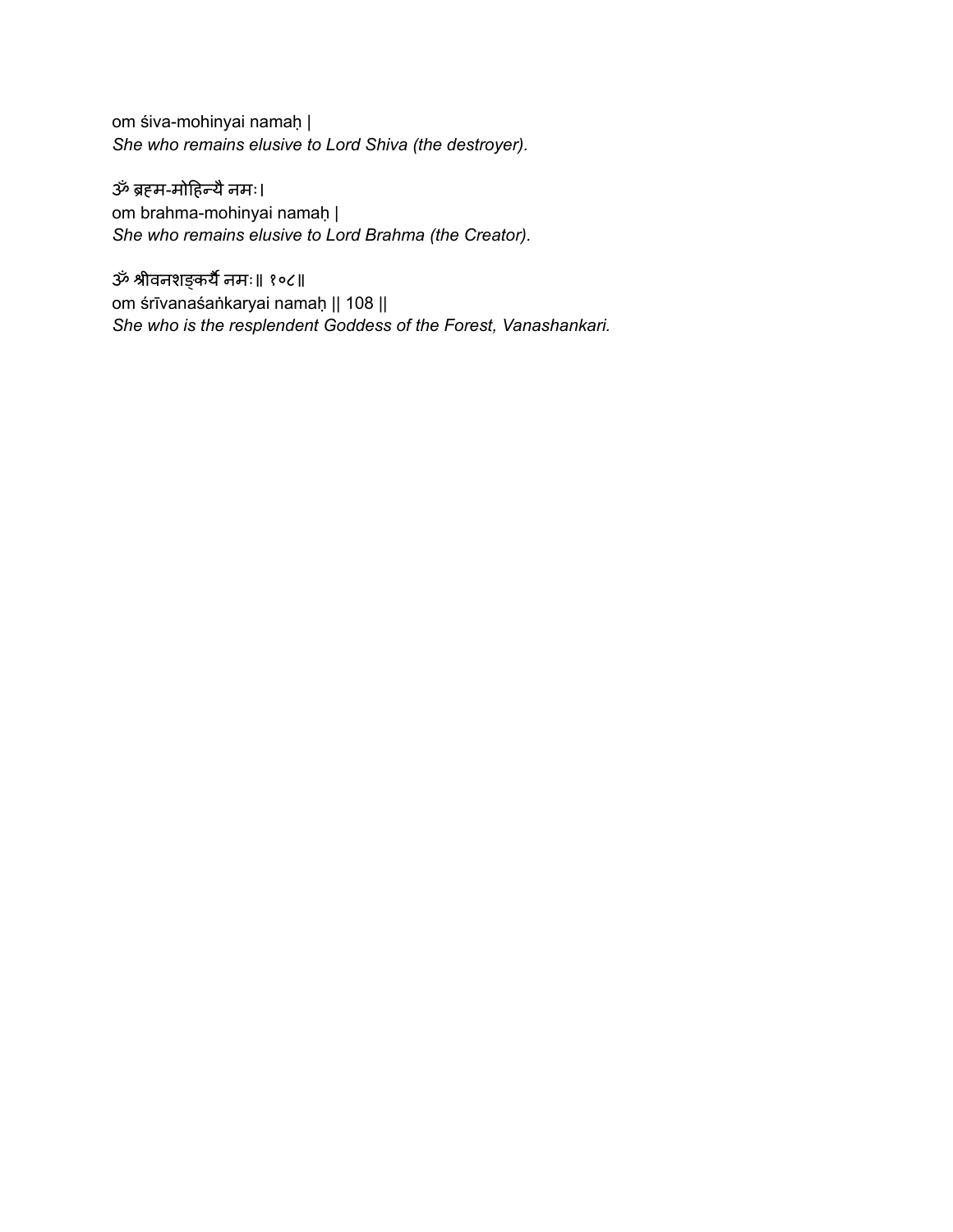om śiva-mohinyai namaḥ |
*She who remains elusive to Lord Shiva (the destroyer).*

ॐ ब्रह्म-मोहिन्यै नमः।
om brahma-mohinyai namaḥ |
*She who remains elusive to Lord Brahma (the Creator).*

ॐ श्रीवनशङ्कर्यै नमः॥ १०८॥
om śrīvanaśaṅkaryai namaḥ || 108 ||
*She who is the resplendent Goddess of the Forest, Vanashankari.*